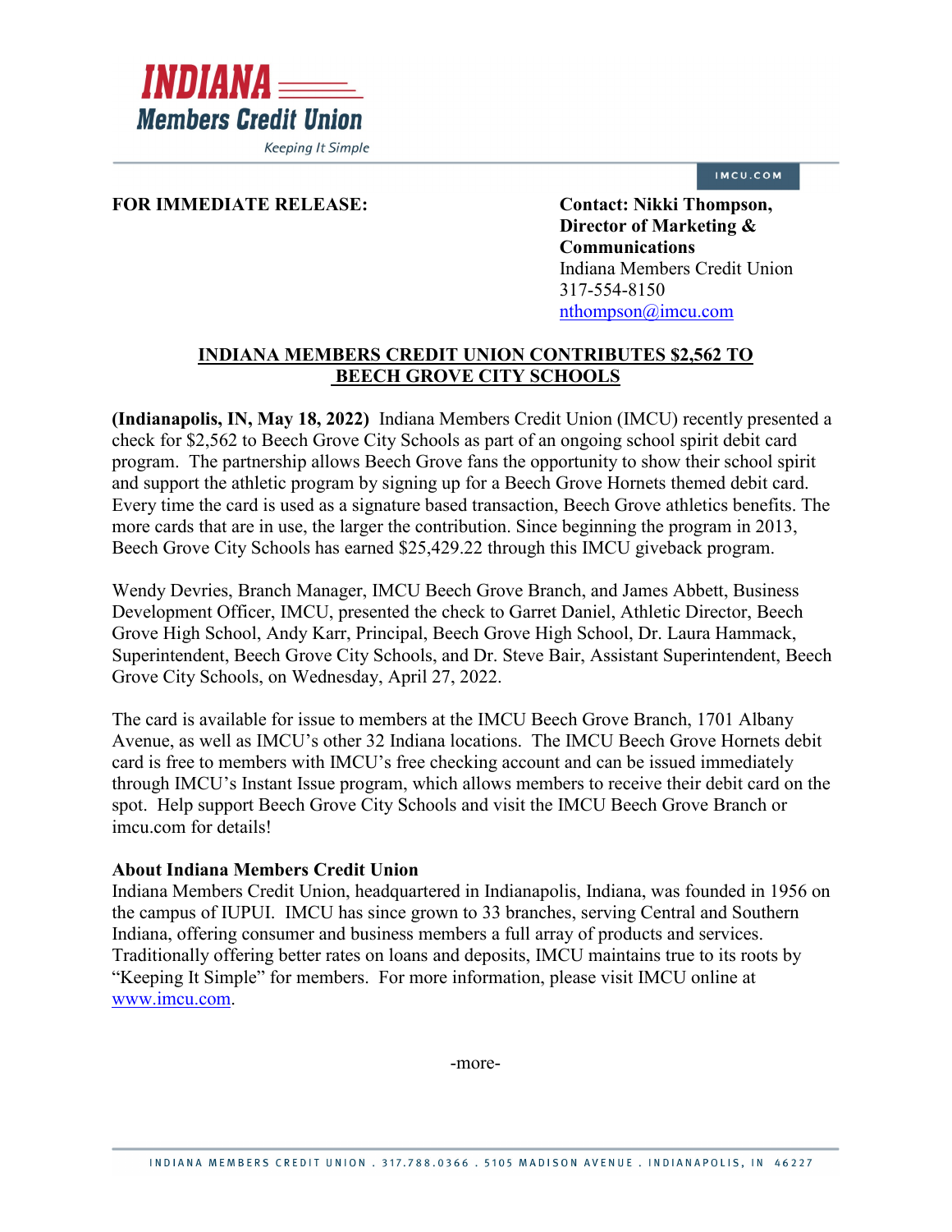INDIANA Members Credit Union

Keeping It Simple

IMCU.COM

**FOR IMMEDIATE RELEASE:**

**Contact: Nikki Thompson, Director of Marketing & Communications**
Indiana Members Credit Union
317-554-8150
nthompson@imcu.com

## INDIANA MEMBERS CREDIT UNION CONTRIBUTES $2,562 TO BEECH GROVE CITY SCHOOLS

**(Indianapolis, IN, May 18, 2022)** Indiana Members Credit Union (IMCU) recently presented a check for $2,562 to Beech Grove City Schools as part of an ongoing school spirit debit card program. The partnership allows Beech Grove fans the opportunity to show their school spirit and support the athletic program by signing up for a Beech Grove Hornets themed debit card. Every time the card is used as a signature based transaction, Beech Grove athletics benefits. The more cards that are in use, the larger the contribution. Since beginning the program in 2013, Beech Grove City Schools has earned $25,429.22 through this IMCU giveback program.

Wendy Devries, Branch Manager, IMCU Beech Grove Branch, and James Abbett, Business Development Officer, IMCU, presented the check to Garret Daniel, Athletic Director, Beech Grove High School, Andy Karr, Principal, Beech Grove High School, Dr. Laura Hammack, Superintendent, Beech Grove City Schools, and Dr. Steve Bair, Assistant Superintendent, Beech Grove City Schools, on Wednesday, April 27, 2022.

The card is available for issue to members at the IMCU Beech Grove Branch, 1701 Albany Avenue, as well as IMCU's other 32 Indiana locations. The IMCU Beech Grove Hornets debit card is free to members with IMCU's free checking account and can be issued immediately through IMCU's Instant Issue program, which allows members to receive their debit card on the spot. Help support Beech Grove City Schools and visit the IMCU Beech Grove Branch or imcu.com for details!

**About Indiana Members Credit Union**
Indiana Members Credit Union, headquartered in Indianapolis, Indiana, was founded in 1956 on the campus of IUPUI. IMCU has since grown to 33 branches, serving Central and Southern Indiana, offering consumer and business members a full array of products and services. Traditionally offering better rates on loans and deposits, IMCU maintains true to its roots by "Keeping It Simple" for members. For more information, please visit IMCU online at www.imcu.com.

-more-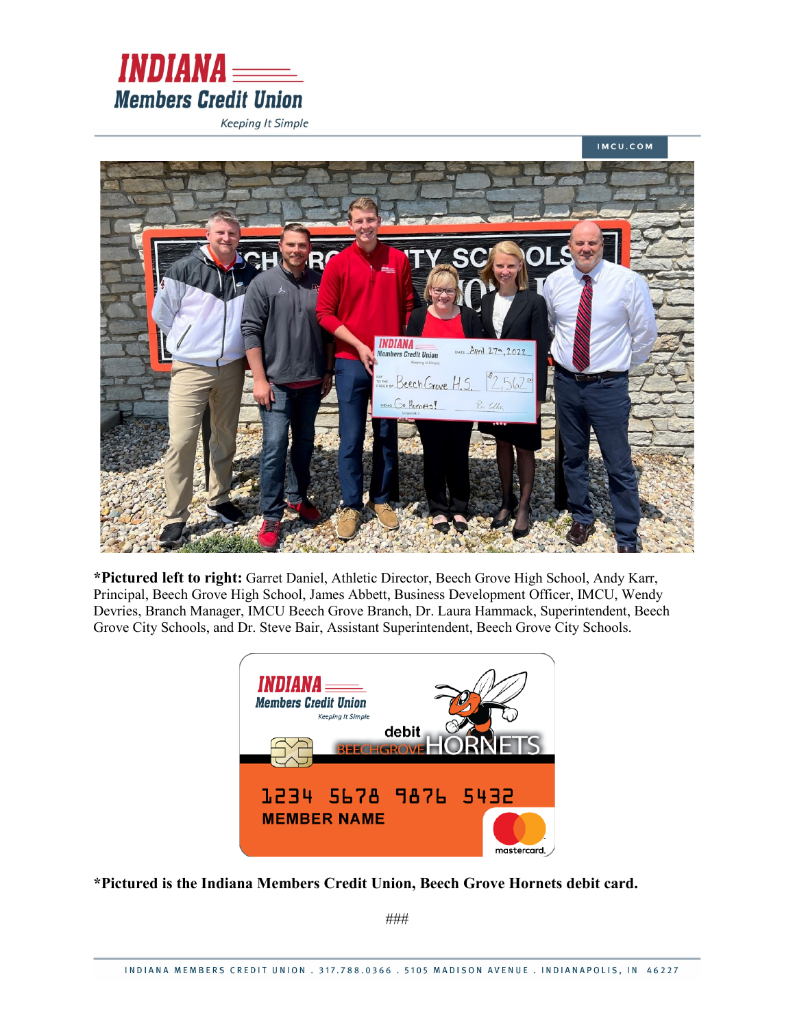**\*Pictured left to right:** Garret Daniel, Athletic Director, Beech Grove High School, Andy Karr, Principal, Beech Grove High School, James Abbett, Business Development Officer, IMCU, Wendy Devries, Branch Manager, IMCU Beech Grove Branch, Dr. Laura Hammack, Superintendent, Beech Grove City Schools, and Dr. Steve Bair, Assistant Superintendent, Beech Grove City Schools.

**\*Pictured is the Indiana Members Credit Union, Beech Grove Hornets debit card.**

###

INDIANA MEMBERS CREDIT UNION . 317.788.0366 . 5105 MADISON AVENUE . INDIANAPOLIS, IN 46227